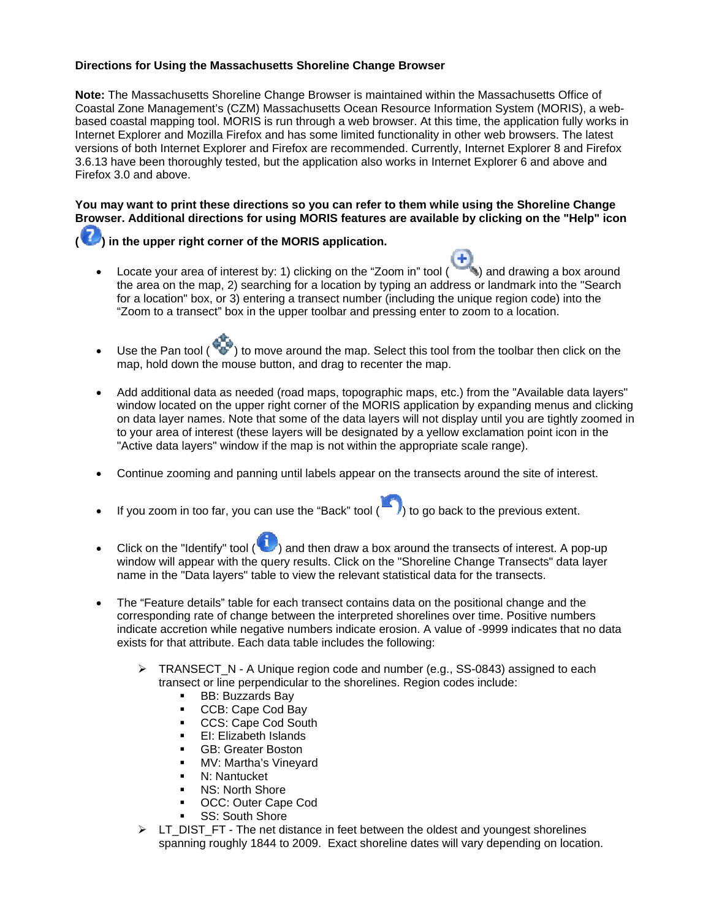**Directions for Using the Massachusetts Shoreline Change Browser**

**Note:** The Massachusetts Shoreline Change Browser is maintained within the Massachusetts Office of Coastal Zone Management's (CZM) Massachusetts Ocean Resource Information System (MORIS), a web-based coastal mapping tool. MORIS is run through a web browser. At this time, the application fully works in Internet Explorer and Mozilla Firefox and has some limited functionality in other web browsers. The latest versions of both Internet Explorer and Firefox are recommended. Currently, Internet Explorer 8 and Firefox 3.6.13 have been thoroughly tested, but the application also works in Internet Explorer 6 and above and Firefox 3.0 and above.

**You may want to print these directions so you can refer to them while using the Shoreline Change Browser. Additional directions for using MORIS features are available by clicking on the "Help" icon ( ) in the upper right corner of the MORIS application.**

- Locate your area of interest by: 1) clicking on the "Zoom in" tool ( ) and drawing a box around the area on the map, 2) searching for a location by typing an address or landmark into the "Search for a location" box, or 3) entering a transect number (including the unique region code) into the "Zoom to a transect" box in the upper toolbar and pressing enter to zoom to a location.

- Use the Pan tool ( ) to move around the map. Select this tool from the toolbar then click on the map, hold down the mouse button, and drag to recenter the map.

- Add additional data as needed (road maps, topographic maps, etc.) from the "Available data layers" window located on the upper right corner of the MORIS application by expanding menus and clicking on data layer names. Note that some of the data layers will not display until you are tightly zoomed in to your area of interest (these layers will be designated by a yellow exclamation point icon in the "Active data layers" window if the map is not within the appropriate scale range).

- Continue zooming and panning until labels appear on the transects around the site of interest.

- If you zoom in too far, you can use the "Back" tool ( ) to go back to the previous extent.

- Click on the "Identify" tool ( ) and then draw a box around the transects of interest. A pop-up window will appear with the query results. Click on the "Shoreline Change Transects" data layer name in the "Data layers" table to view the relevant statistical data for the transects.

- The "Feature details" table for each transect contains data on the positional change and the corresponding rate of change between the interpreted shorelines over time. Positive numbers indicate accretion while negative numbers indicate erosion. A value of -9999 indicates that no data exists for that attribute. Each data table includes the following:
  - TRANSECT_N - A Unique region code and number (e.g., SS-0843) assigned to each transect or line perpendicular to the shorelines. Region codes include:
    - BB: Buzzards Bay
    - CCB: Cape Cod Bay
    - CCS: Cape Cod South
    - EI: Elizabeth Islands
    - GB: Greater Boston
    - MV: Martha's Vineyard
    - N: Nantucket
    - NS: North Shore
    - OCC: Outer Cape Cod
    - SS: South Shore
  - LT_DIST_FT - The net distance in feet between the oldest and youngest shorelines spanning roughly 1844 to 2009. Exact shoreline dates will vary depending on location.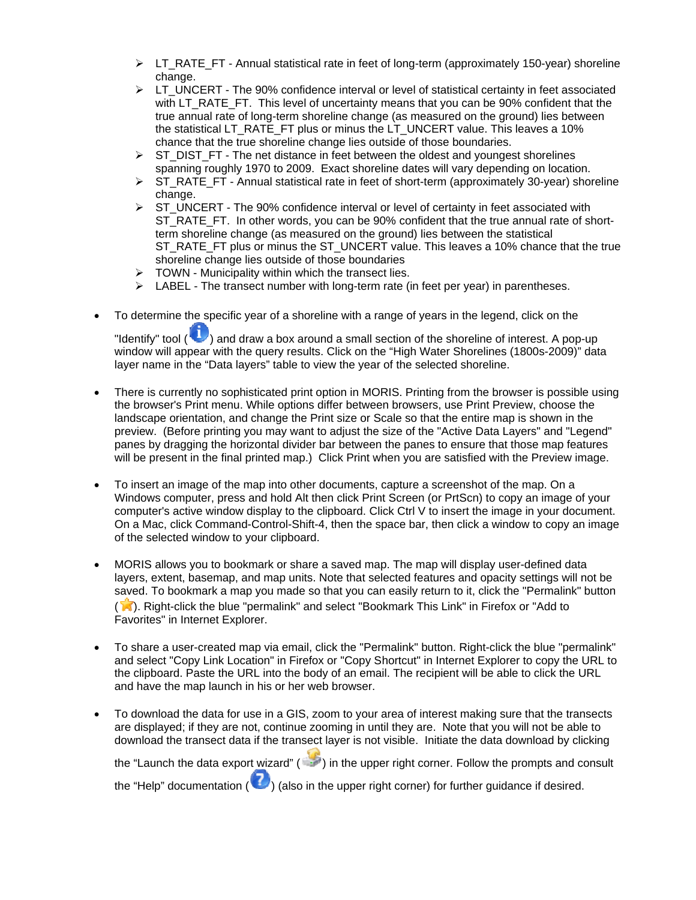- LT_RATE_FT - Annual statistical rate in feet of long-term (approximately 150-year) shoreline change.
- LT_UNCERT - The 90% confidence interval or level of statistical certainty in feet associated with LT_RATE_FT. This level of uncertainty means that you can be 90% confident that the true annual rate of long-term shoreline change (as measured on the ground) lies between the statistical LT_RATE_FT plus or minus the LT_UNCERT value. This leaves a 10% chance that the true shoreline change lies outside of those boundaries.
- ST_DIST_FT - The net distance in feet between the oldest and youngest shorelines spanning roughly 1970 to 2009. Exact shoreline dates will vary depending on location.
- ST_RATE_FT - Annual statistical rate in feet of short-term (approximately 30-year) shoreline change.
- ST_UNCERT - The 90% confidence interval or level of certainty in feet associated with ST_RATE_FT. In other words, you can be 90% confident that the true annual rate of short-term shoreline change (as measured on the ground) lies between the statistical ST_RATE_FT plus or minus the ST_UNCERT value. This leaves a 10% chance that the true shoreline change lies outside of those boundaries
- TOWN - Municipality within which the transect lies.
- LABEL - The transect number with long-term rate (in feet per year) in parentheses.

- To determine the specific year of a shoreline with a range of years in the legend, click on the "Identify" tool ( ) and draw a box around a small section of the shoreline of interest. A pop-up window will appear with the query results. Click on the "High Water Shorelines (1800s-2009)" data layer name in the "Data layers" table to view the year of the selected shoreline.

- There is currently no sophisticated print option in MORIS. Printing from the browser is possible using the browser's Print menu. While options differ between browsers, use Print Preview, choose the landscape orientation, and change the Print size or Scale so that the entire map is shown in the preview. (Before printing you may want to adjust the size of the "Active Data Layers" and "Legend" panes by dragging the horizontal divider bar between the panes to ensure that those map features will be present in the final printed map.) Click Print when you are satisfied with the Preview image.

- To insert an image of the map into other documents, capture a screenshot of the map. On a Windows computer, press and hold Alt then click Print Screen (or PrtScn) to copy an image of your computer's active window display to the clipboard. Click Ctrl V to insert the image in your document. On a Mac, click Command-Control-Shift-4, then the space bar, then click a window to copy an image of the selected window to your clipboard.

- MORIS allows you to bookmark or share a saved map. The map will display user-defined data layers, extent, basemap, and map units. Note that selected features and opacity settings will not be saved. To bookmark a map you made so that you can easily return to it, click the "Permalink" button ( ). Right-click the blue "permalink" and select "Bookmark This Link" in Firefox or "Add to Favorites" in Internet Explorer.

- To share a user-created map via email, click the "Permalink" button. Right-click the blue "permalink" and select "Copy Link Location" in Firefox or "Copy Shortcut" in Internet Explorer to copy the URL to the clipboard. Paste the URL into the body of an email. The recipient will be able to click the URL and have the map launch in his or her web browser.

- To download the data for use in a GIS, zoom to your area of interest making sure that the transects are displayed; if they are not, continue zooming in until they are. Note that you will not be able to download the transect data if the transect layer is not visible. Initiate the data download by clicking the "Launch the data export wizard" ( ) in the upper right corner. Follow the prompts and consult the "Help" documentation ( ) (also in the upper right corner) for further guidance if desired.